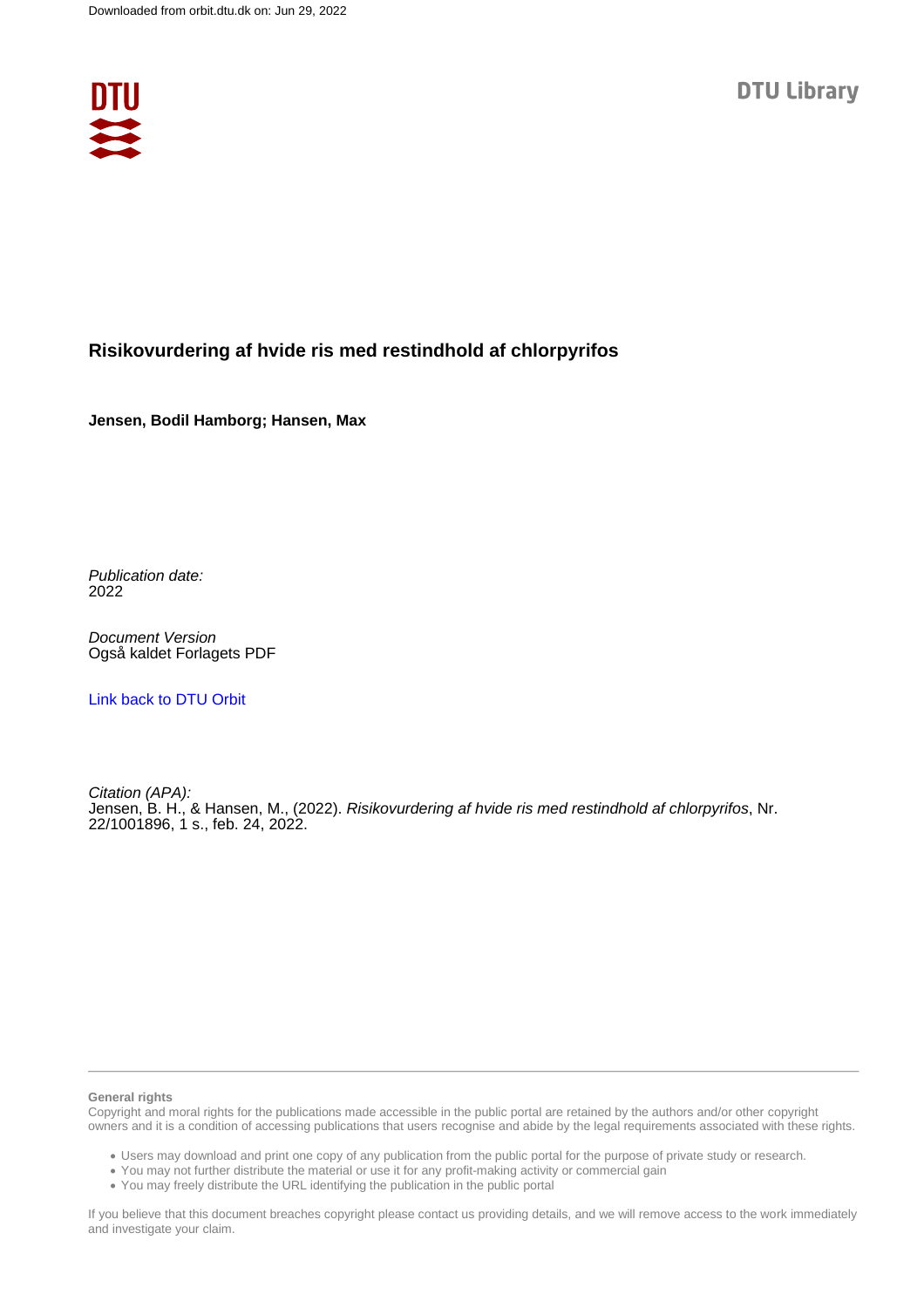Downloaded from orbit.dtu.dk on: Jun 29, 2022

DTU Library

# Risikovurdering af hvide ris med restindhold af chlorpyrifos

**Jensen, Bodil Hamborg; Hansen, Max**

*Publication date:*
2022

*Document Version*
Også kaldet Forlagets PDF

Link back to DTU Orbit

*Citation (APA):*
Jensen, B. H., & Hansen, M., (2022). *Risikovurdering af hvide ris med restindhold af chlorpyrifos*, Nr. 22/1001896, 1 s., feb. 24, 2022.

**General rights**
Copyright and moral rights for the publications made accessible in the public portal are retained by the authors and/or other copyright owners and it is a condition of accessing publications that users recognise and abide by the legal requirements associated with these rights.

- Users may download and print one copy of any publication from the public portal for the purpose of private study or research.
- You may not further distribute the material or use it for any profit-making activity or commercial gain
- You may freely distribute the URL identifying the publication in the public portal

If you believe that this document breaches copyright please contact us providing details, and we will remove access to the work immediately and investigate your claim.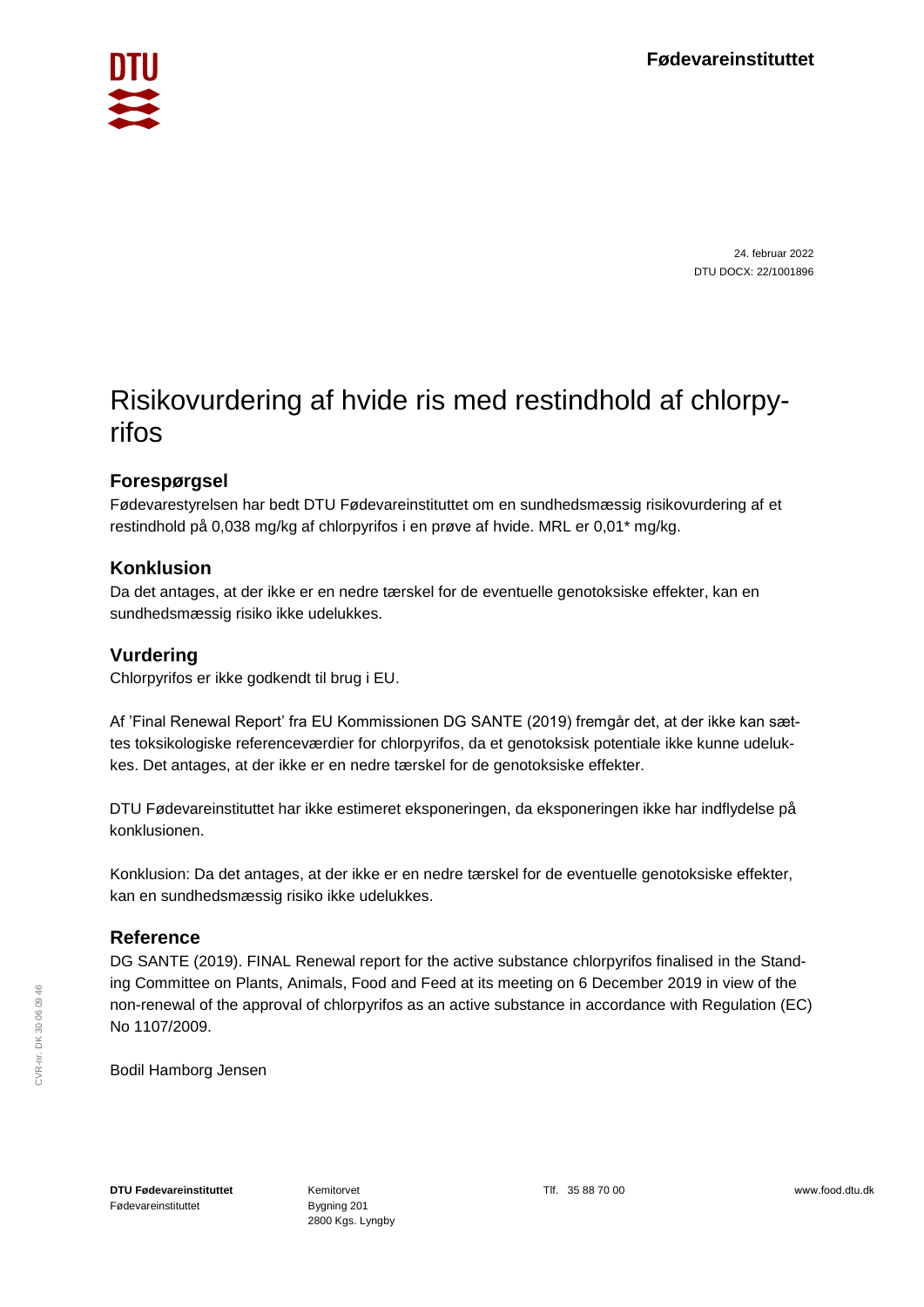Fødevareinstituttet

24. februar 2022
DTU DOCX: 22/1001896

# Risikovurdering af hvide ris med restindhold af chlorpyrifos

## Forespørgsel

Fødevarestyrelsen har bedt DTU Fødevareinstituttet om en sundhedsmæssig risikovurdering af et restindhold på 0,038 mg/kg af chlorpyrifos i en prøve af hvide. MRL er 0,01* mg/kg.

## Konklusion

Da det antages, at der ikke er en nedre tærskel for de eventuelle genotoksiske effekter, kan en sundhedsmæssig risiko ikke udelukkes.

## Vurdering

Chlorpyrifos er ikke godkendt til brug i EU.

Af 'Final Renewal Report' fra EU Kommissionen DG SANTE (2019) fremgår det, at der ikke kan sættes toksikologiske referenceværdier for chlorpyrifos, da et genotoksisk potentiale ikke kunne udelukkes. Det antages, at der ikke er en nedre tærskel for de genotoksiske effekter.

DTU Fødevareinstituttet har ikke estimeret eksponeringen, da eksponeringen ikke har indflydelse på konklusionen.

Konklusion: Da det antages, at der ikke er en nedre tærskel for de eventuelle genotoksiske effekter, kan en sundhedsmæssig risiko ikke udelukkes.

## Reference

DG SANTE (2019). FINAL Renewal report for the active substance chlorpyrifos finalised in the Standing Committee on Plants, Animals, Food and Feed at its meeting on 6 December 2019 in view of the non-renewal of the approval of chlorpyrifos as an active substance in accordance with Regulation (EC) No 1107/2009.

Bodil Hamborg Jensen